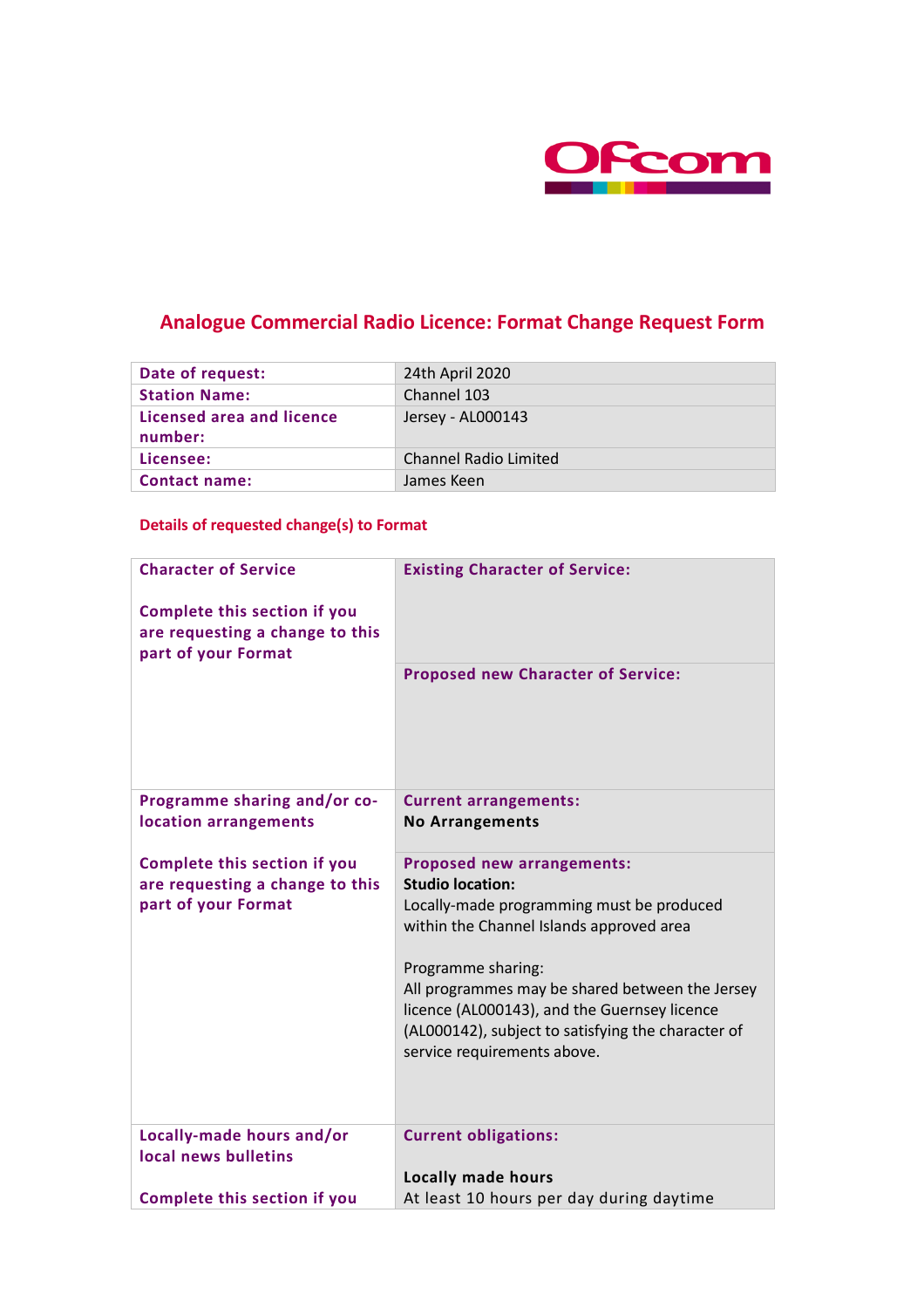# Analogue Commercial Radio Licence: Format Change Request Form

| | |
|---|---|
| **Date of request:** | 24th April 2020 |
| **Station Name:** | Channel 103 |
| **Licensed area and licence number:** | Jersey - AL000143 |
| **Licensee:** | Channel Radio Limited |
| **Contact name:** | James Keen |

## Details of requested change(s) to Format

| | |
|---|---|
| **Character of Service**<br><br>**Complete this section if you are requesting a change to this part of your Format** | **Existing Character of Service:** |
| | **Proposed new Character of Service:** |
| **Programme sharing and/or co-location arrangements**<br><br>**Complete this section if you are requesting a change to this part of your Format** | **Current arrangements:**<br>**No Arrangements** |
| | **Proposed new arrangements:**<br>**Studio location:**<br>Locally-made programming must be produced within the Channel Islands approved area<br><br>Programme sharing:<br>All programmes may be shared between the Jersey licence (AL000143), and the Guernsey licence (AL000142), subject to satisfying the character of service requirements above. |
| **Locally-made hours and/or local news bulletins**<br><br>**Complete this section if you** | **Current obligations:**<br><br>**Locally made hours**<br>At least 10 hours per day during daytime |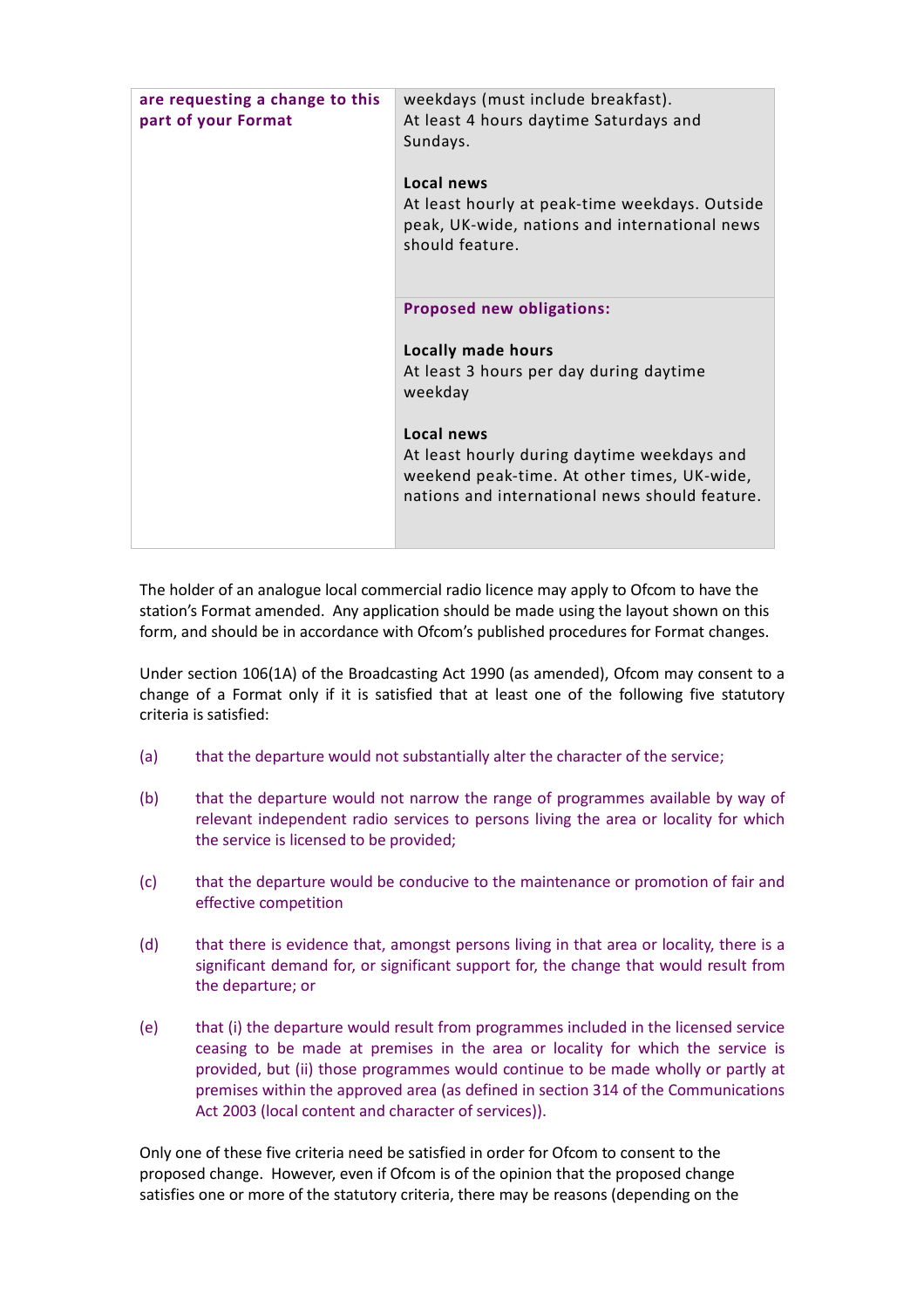| **are requesting a change to this part of your Format** | weekdays (must include breakfast).<br>At least 4 hours daytime Saturdays and Sundays.<br><br>**Local news**<br>At least hourly at peak-time weekdays. Outside peak, UK-wide, nations and international news should feature. |
|---|---|
| | **Proposed new obligations:**<br><br>**Locally made hours**<br>At least 3 hours per day during daytime weekday<br><br>**Local news**<br>At least hourly during daytime weekdays and weekend peak-time. At other times, UK-wide, nations and international news should feature. |

The holder of an analogue local commercial radio licence may apply to Ofcom to have the station's Format amended. Any application should be made using the layout shown on this form, and should be in accordance with Ofcom's published procedures for Format changes.

Under section 106(1A) of the Broadcasting Act 1990 (as amended), Ofcom may consent to a change of a Format only if it is satisfied that at least one of the following five statutory criteria is satisfied:

(a) that the departure would not substantially alter the character of the service;

(b) that the departure would not narrow the range of programmes available by way of relevant independent radio services to persons living the area or locality for which the service is licensed to be provided;

(c) that the departure would be conducive to the maintenance or promotion of fair and effective competition

(d) that there is evidence that, amongst persons living in that area or locality, there is a significant demand for, or significant support for, the change that would result from the departure; or

(e) that (i) the departure would result from programmes included in the licensed service ceasing to be made at premises in the area or locality for which the service is provided, but (ii) those programmes would continue to be made wholly or partly at premises within the approved area (as defined in section 314 of the Communications Act 2003 (local content and character of services)).

Only one of these five criteria need be satisfied in order for Ofcom to consent to the proposed change. However, even if Ofcom is of the opinion that the proposed change satisfies one or more of the statutory criteria, there may be reasons (depending on the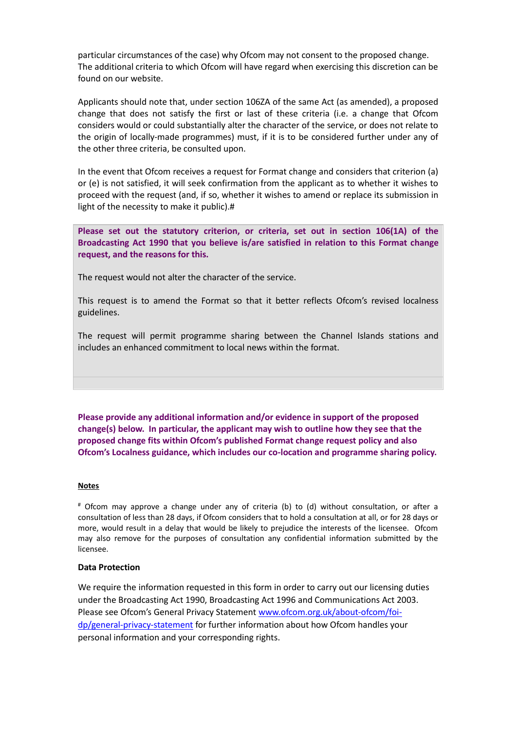particular circumstances of the case) why Ofcom may not consent to the proposed change. The additional criteria to which Ofcom will have regard when exercising this discretion can be found on our website.

Applicants should note that, under section 106ZA of the same Act (as amended), a proposed change that does not satisfy the first or last of these criteria (i.e. a change that Ofcom considers would or could substantially alter the character of the service, or does not relate to the origin of locally-made programmes) must, if it is to be considered further under any of the other three criteria, be consulted upon.

In the event that Ofcom receives a request for Format change and considers that criterion (a) or (e) is not satisfied, it will seek confirmation from the applicant as to whether it wishes to proceed with the request (and, if so, whether it wishes to amend or replace its submission in light of the necessity to make it public).#

**Please set out the statutory criterion, or criteria, set out in section 106(1A) of the Broadcasting Act 1990 that you believe is/are satisfied in relation to this Format change request, and the reasons for this.**

The request would not alter the character of the service.

This request is to amend the Format so that it better reflects Ofcom's revised localness guidelines.

The request will permit programme sharing between the Channel Islands stations and includes an enhanced commitment to local news within the format.

**Please provide any additional information and/or evidence in support of the proposed change(s) below. In particular, the applicant may wish to outline how they see that the proposed change fits within Ofcom's published Format change request policy and also Ofcom's Localness guidance, which includes our co-location and programme sharing policy.**

**Notes**

# Ofcom may approve a change under any of criteria (b) to (d) without consultation, or after a consultation of less than 28 days, if Ofcom considers that to hold a consultation at all, or for 28 days or more, would result in a delay that would be likely to prejudice the interests of the licensee. Ofcom may also remove for the purposes of consultation any confidential information submitted by the licensee.

**Data Protection**

We require the information requested in this form in order to carry out our licensing duties under the Broadcasting Act 1990, Broadcasting Act 1996 and Communications Act 2003. Please see Ofcom's General Privacy Statement [www.ofcom.org.uk/about-ofcom/foi-dp/general-privacy-statement](www.ofcom.org.uk/about-ofcom/foi-dp/general-privacy-statement) for further information about how Ofcom handles your personal information and your corresponding rights.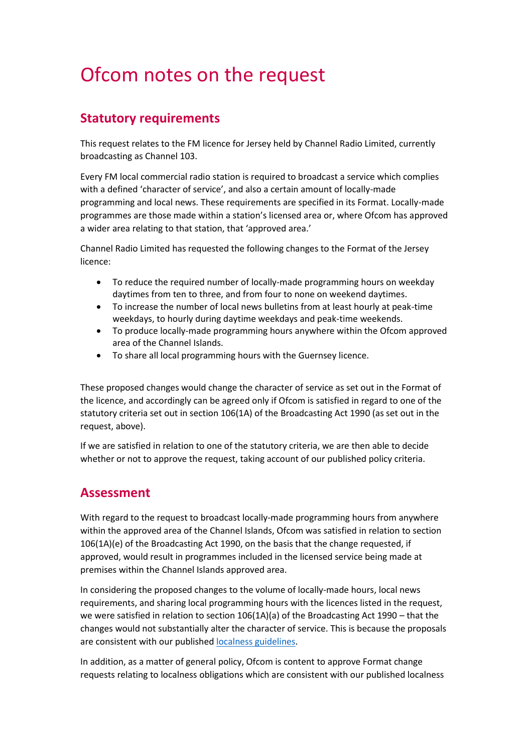# Ofcom notes on the request

## Statutory requirements

This request relates to the FM licence for Jersey held by Channel Radio Limited, currently broadcasting as Channel 103.

Every FM local commercial radio station is required to broadcast a service which complies with a defined 'character of service', and also a certain amount of locally-made programming and local news. These requirements are specified in its Format. Locally-made programmes are those made within a station's licensed area or, where Ofcom has approved a wider area relating to that station, that 'approved area.'

Channel Radio Limited has requested the following changes to the Format of the Jersey licence:

- To reduce the required number of locally-made programming hours on weekday daytimes from ten to three, and from four to none on weekend daytimes.
- To increase the number of local news bulletins from at least hourly at peak-time weekdays, to hourly during daytime weekdays and peak-time weekends.
- To produce locally-made programming hours anywhere within the Ofcom approved area of the Channel Islands.
- To share all local programming hours with the Guernsey licence.

These proposed changes would change the character of service as set out in the Format of the licence, and accordingly can be agreed only if Ofcom is satisfied in regard to one of the statutory criteria set out in section 106(1A) of the Broadcasting Act 1990 (as set out in the request, above).

If we are satisfied in relation to one of the statutory criteria, we are then able to decide whether or not to approve the request, taking account of our published policy criteria.

## Assessment

With regard to the request to broadcast locally-made programming hours from anywhere within the approved area of the Channel Islands, Ofcom was satisfied in relation to section 106(1A)(e) of the Broadcasting Act 1990, on the basis that the change requested, if approved, would result in programmes included in the licensed service being made at premises within the Channel Islands approved area.

In considering the proposed changes to the volume of locally-made hours, local news requirements, and sharing local programming hours with the licences listed in the request, we were satisfied in relation to section 106(1A)(a) of the Broadcasting Act 1990 – that the changes would not substantially alter the character of service. This is because the proposals are consistent with our published localness guidelines.

In addition, as a matter of general policy, Ofcom is content to approve Format change requests relating to localness obligations which are consistent with our published localness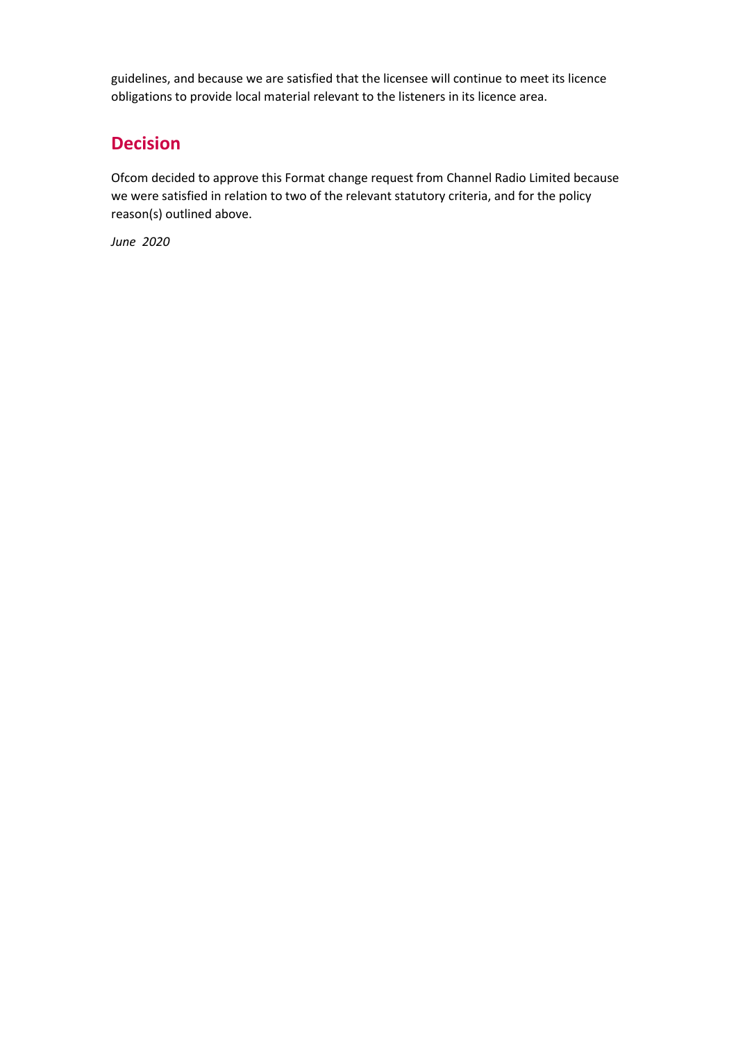guidelines, and because we are satisfied that the licensee will continue to meet its licence obligations to provide local material relevant to the listeners in its licence area.

## Decision

Ofcom decided to approve this Format change request from Channel Radio Limited because we were satisfied in relation to two of the relevant statutory criteria, and for the policy reason(s) outlined above.

*June 2020*